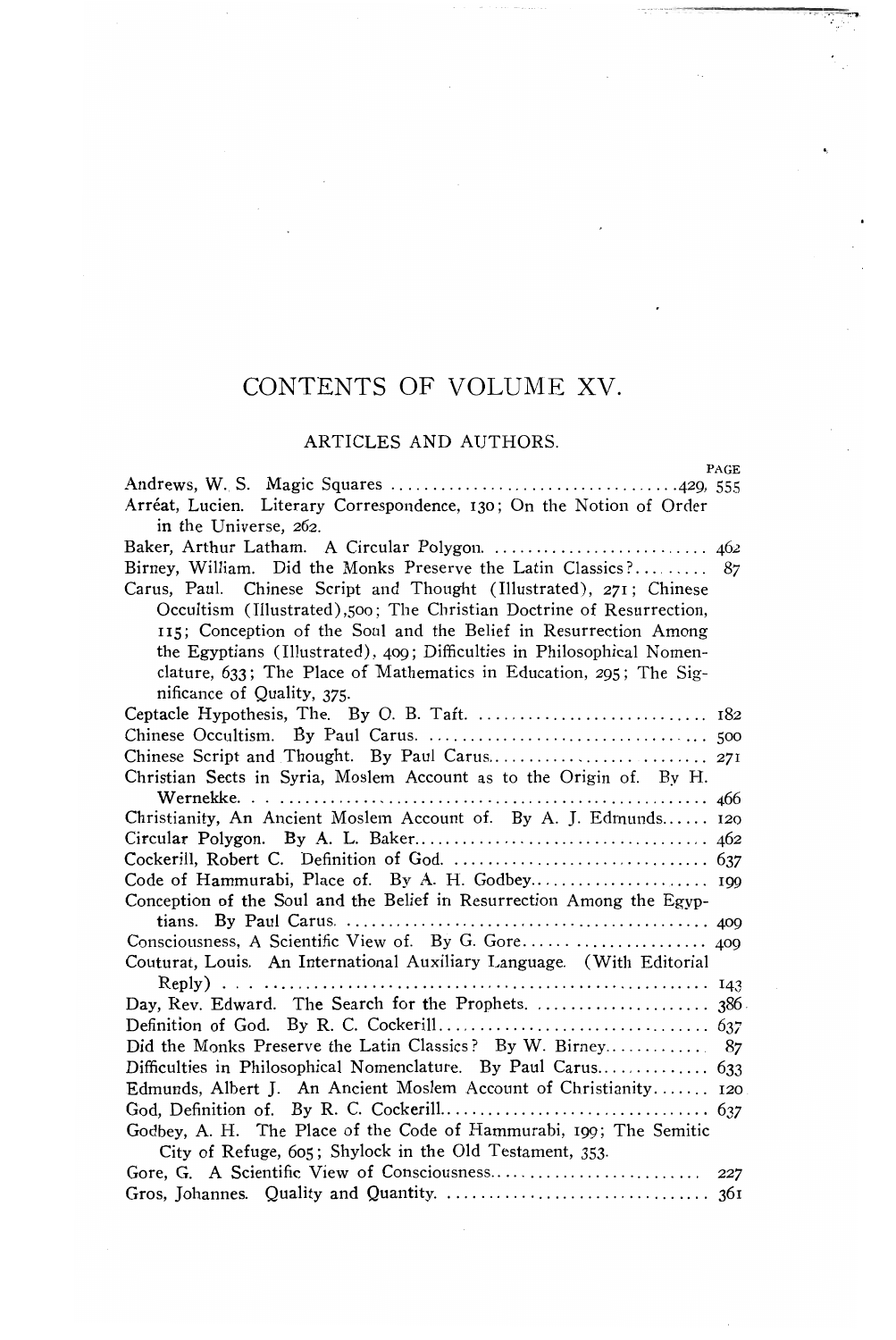# CONTENTS OF VOLUME XV.

## ARTICLES AND AUTHORS.

PAGE

Andrews, W. S. Magic Squares ....................................429, 555

Arréat, Lucien. Literary Correspondence, 130; On the Notion of Order in the Universe, 262.

Baker, Arthur Latham. A Circular Polygon. .......................... 462

Birney, William. Did the Monks Preserve the Latin Classics?......... 87

Carus, Paul. Chinese Script and Thought (Illustrated), 271; Chinese Occultism (Illustrated),500; The Christian Doctrine of Resurrection, 115; Conception of the Soul and the Belief in Resurrection Among the Egyptians (Illustrated), 409; Difficulties in Philosophical Nomenclature, 633; The Place of Mathematics in Education, 295; The Significance of Quality, 375.

Ceptacle Hypothesis, The. By O. B. Taft. ............................ 182

Chinese Occultism. By Paul Carus. .................................. 500

Chinese Script and Thought. By Paul Carus.......................... 271

Christian Sects in Syria, Moslem Account as to the Origin of. By H. Wernekke. .......................................................... 466

Christianity, An Ancient Moslem Account of. By A. J. Edmunds...... 120

Circular Polygon. By A. L. Baker.................................... 462

Cockerill, Robert C. Definition of God. ............................. 637

Code of Hammurabi, Place of. By A. H. Godbey...................... 199

Conception of the Soul and the Belief in Resurrection Among the Egyptians. By Paul Carus. .............................................. 409

Consciousness, A Scientific View of. By G. Gore...................... 409

Couturat, Louis. An International Auxiliary Language. (With Editorial Reply) .......................................................... 143

Day, Rev. Edward. The Search for the Prophets. ..................... 386

Definition of God. By R. C. Cockerill................................ 637

Did the Monks Preserve the Latin Classics? By W. Birney............ 87

Difficulties in Philosophical Nomenclature. By Paul Carus............. 633

Edmunds, Albert J. An Ancient Moslem Account of Christianity....... 120

God, Definition of. By R. C. Cockerill................................ 637

Godbey, A. H. The Place of the Code of Hammurabi, 199; The Semitic City of Refuge, 605; Shylock in the Old Testament, 353.

Gore, G. A Scientific View of Consciousness........................... 227

Gros, Johannes. Quality and Quantity. ................................ 361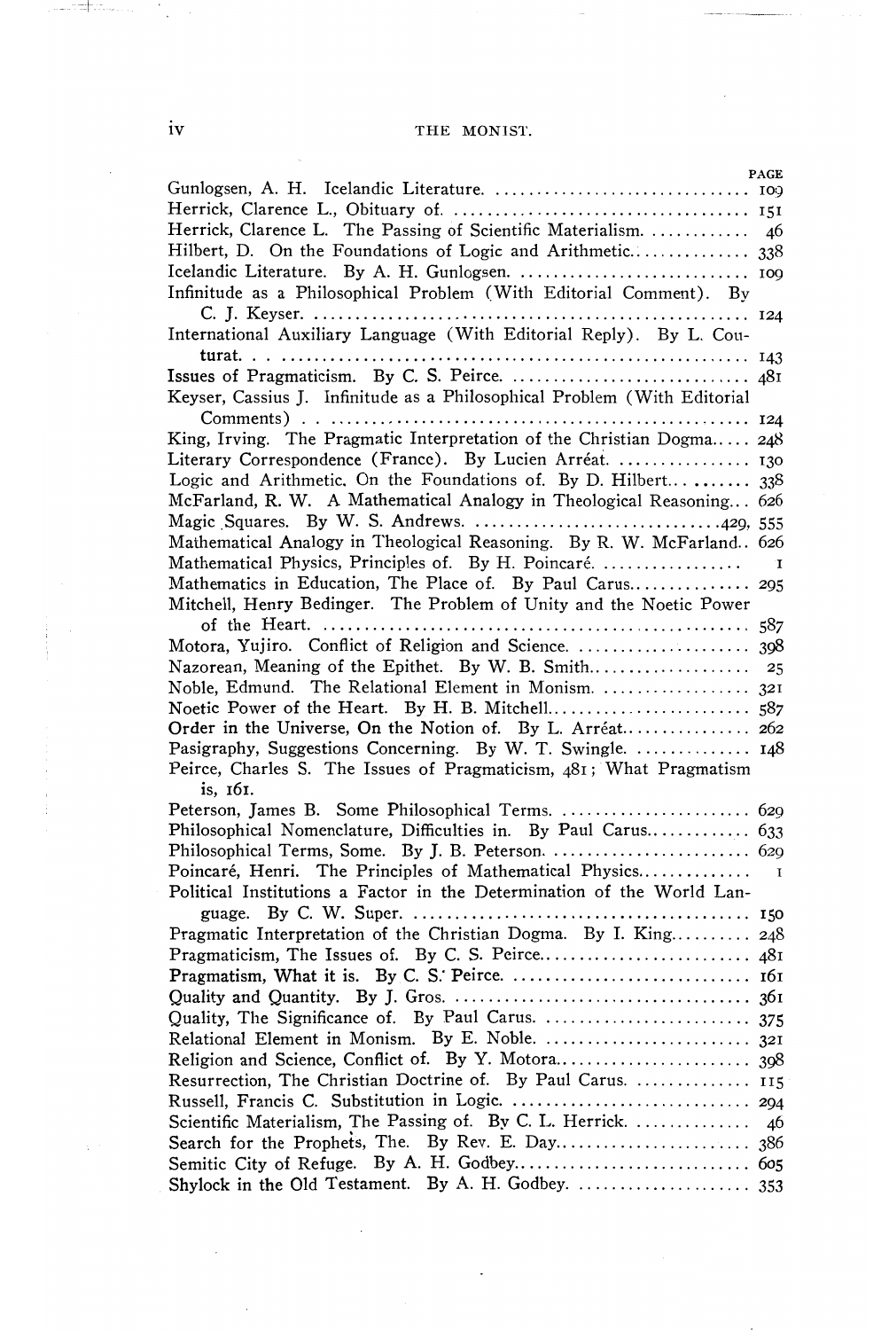| | PAGE |
|---|---|
| Gunlogsen, A. H. Icelandic Literature. | 109 |
| Herrick, Clarence L., Obituary of. | 151 |
| Herrick, Clarence L. The Passing of Scientific Materialism. | 46 |
| Hilbert, D. On the Foundations of Logic and Arithmetic. | 338 |
| Icelandic Literature. By A. H. Gunlogsen. | 109 |
| Infinitude as a Philosophical Problem (With Editorial Comment). By C. J. Keyser. | 124 |
| International Auxiliary Language (With Editorial Reply). By L. Couturat. | 143 |
| Issues of Pragmaticism. By C. S. Peirce. | 481 |
| Keyser, Cassius J. Infinitude as a Philosophical Problem (With Editorial Comments) | 124 |
| King, Irving. The Pragmatic Interpretation of the Christian Dogma. | 248 |
| Literary Correspondence (France). By Lucien Arréat. | 130 |
| Logic and Arithmetic, On the Foundations of. By D. Hilbert. | 338 |
| McFarland, R. W. A Mathematical Analogy in Theological Reasoning. | 626 |
| Magic Squares. By W. S. Andrews. | 429, 555 |
| Mathematical Analogy in Theological Reasoning. By R. W. McFarland. | 626 |
| Mathematical Physics, Principles of. By H. Poincaré. | 1 |
| Mathematics in Education, The Place of. By Paul Carus. | 295 |
| Mitchell, Henry Bedinger. The Problem of Unity and the Noetic Power of the Heart. | 587 |
| Motora, Yujiro. Conflict of Religion and Science. | 398 |
| Nazorean, Meaning of the Epithet. By W. B. Smith. | 25 |
| Noble, Edmund. The Relational Element in Monism. | 321 |
| Noetic Power of the Heart. By H. B. Mitchell. | 587 |
| Order in the Universe, On the Notion of. By L. Arréat. | 262 |
| Pasigraphy, Suggestions Concerning. By W. T. Swingle. | 148 |
| Peirce, Charles S. The Issues of Pragmaticism, 481; What Pragmatism is, 161. | |
| Peterson, James B. Some Philosophical Terms. | 629 |
| Philosophical Nomenclature, Difficulties in. By Paul Carus. | 633 |
| Philosophical Terms, Some. By J. B. Peterson. | 629 |
| Poincaré, Henri. The Principles of Mathematical Physics. | 1 |
| Political Institutions a Factor in the Determination of the World Language. By C. W. Super. | 150 |
| Pragmatic Interpretation of the Christian Dogma. By I. King. | 248 |
| Pragmaticism, The Issues of. By C. S. Peirce. | 481 |
| Pragmatism, What it is. By C. S. Peirce. | 161 |
| Quality and Quantity. By J. Gros. | 361 |
| Quality, The Significance of. By Paul Carus. | 375 |
| Relational Element in Monism. By E. Noble. | 321 |
| Religion and Science, Conflict of. By Y. Motora. | 398 |
| Resurrection, The Christian Doctrine of. By Paul Carus. | 115 |
| Russell, Francis C. Substitution in Logic. | 294 |
| Scientific Materialism, The Passing of. By C. L. Herrick. | 46 |
| Search for the Prophets, The. By Rev. E. Day. | 386 |
| Semitic City of Refuge. By A. H. Godbey. | 605 |
| Shylock in the Old Testament. By A. H. Godbey. | 353 |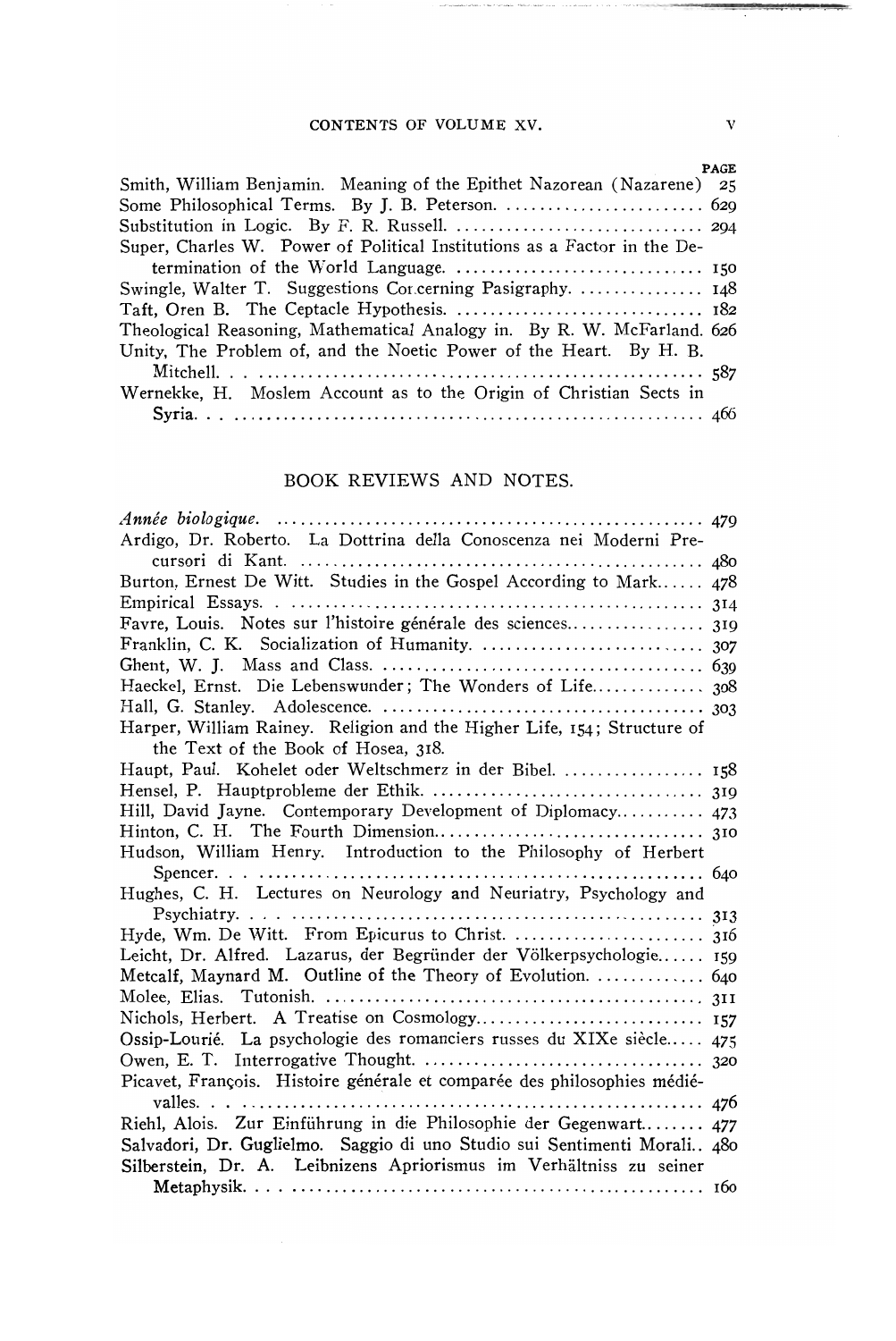PAGE

Smith, William Benjamin. Meaning of the Epithet Nazorean (Nazarene) 25

Some Philosophical Terms. By J. B. Peterson. .......................... 629

Substitution in Logic. By F. R. Russell. ............................... 294

Super, Charles W. Power of Political Institutions as a Factor in the Determination of the World Language. .............................. 150

Swingle, Walter T. Suggestions Concerning Pasigraphy. ............... 148

Taft, Oren B. The Ceptacle Hypothesis. .............................. 182

Theological Reasoning, Mathematical Analogy in. By R. W. McFarland. 626

Unity, The Problem of, and the Noetic Power of the Heart. By H. B. Mitchell. . . ...................................................... 587

Wernekke, H. Moslem Account as to the Origin of Christian Sects in Syria. . . ......................................................... 466

## BOOK REVIEWS AND NOTES.

*Année biologique.* .................................................. 479

Ardigo, Dr. Roberto. La Dottrina della Conoscenza nei Moderni Precursori di Kant. .................................................. 480

Burton, Ernest De Witt. Studies in the Gospel According to Mark...... 478

Empirical Essays. . .................................................. 314

Favre, Louis. Notes sur l'histoire générale des sciences................. 319

Franklin, C. K. Socialization of Humanity. ........................... 307

Ghent, W. J. Mass and Class. ....................................... 639

Haeckel, Ernst. Die Lebenswunder; The Wonders of Life.............. 308

Hall, G. Stanley. Adolescence. ....................................... 303

Harper, William Rainey. Religion and the Higher Life, 154; Structure of the Text of the Book of Hosea, 318.

Haupt, Paul. Kohelet oder Weltschmerz in der Bibel. ................. 158

Hensel, P. Hauptprobleme der Ethik. ................................. 319

Hill, David Jayne. Contemporary Development of Diplomacy........... 473

Hinton, C. H. The Fourth Dimension................................. 310

Hudson, William Henry. Introduction to the Philosophy of Herbert Spencer. . . ...................................................... 640

Hughes, C. H. Lectures on Neurology and Neuriatry, Psychology and Psychiatry. . . . .................................................. 313

Hyde, Wm. De Witt. From Epicurus to Christ. ........................ 316

Leicht, Dr. Alfred. Lazarus, der Begründer der Völkerpsychologie...... 159

Metcalf, Maynard M. Outline of the Theory of Evolution. ............. 640

Molee, Elias. Tutonish. ............................................. 311

Nichols, Herbert. A Treatise on Cosmology............................ 157

Ossip-Lourié. La psychologie des romanciers russes du XIXe siècle..... 475

Owen, E. T. Interrogative Thought. .................................. 320

Picavet, François. Histoire générale et comparée des philosophies médiévalles. . . ....................................................... 476

Riehl, Alois. Zur Einführung in die Philosophie der Gegenwart........ 477

Salvadori, Dr. Guglielmo. Saggio di uno Studio sui Sentimenti Morali.. 480

Silberstein, Dr. A. Leibnizens Apriorismus im Verhältniss zu seiner Metaphysik. . . . ................................................... 160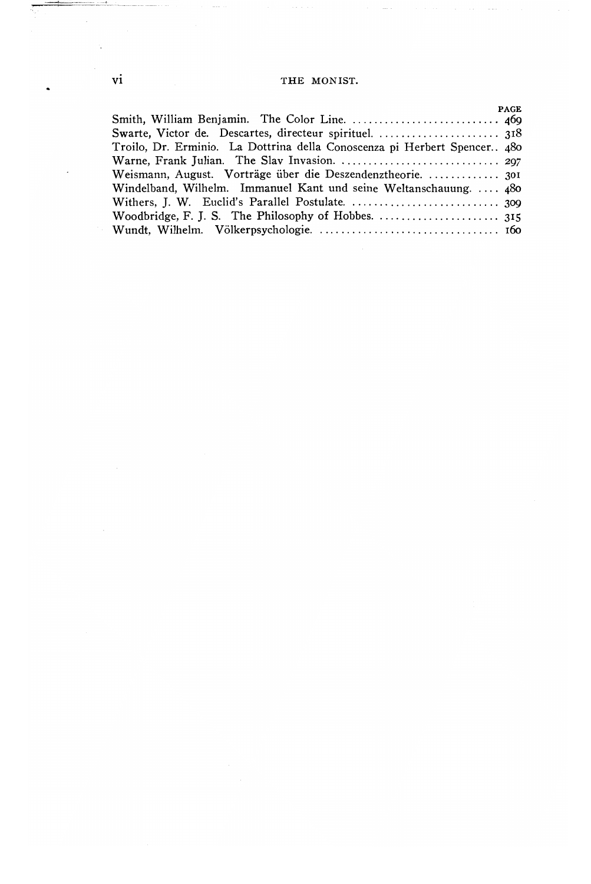PAGE

Smith, William Benjamin. The Color Line. .......................... 469
Swarte, Victor de. Descartes, directeur spirituel. ...................... 318
Troilo, Dr. Erminio. La Dottrina della Conoscenza pi Herbert Spencer.. 480
Warne, Frank Julian. The Slav Invasion. ............................ 297
Weismann, August. Vorträge über die Deszendenztheorie. ............ 301
Windelband, Wilhelm. Immanuel Kant und seine Weltanschauung. .... 480
Withers, J. W. Euclid's Parallel Postulate. .......................... 309
Woodbridge, F. J. S. The Philosophy of Hobbes. ...................... 315
Wundt, Wilhelm. Völkerpsychologie. ................................ 160